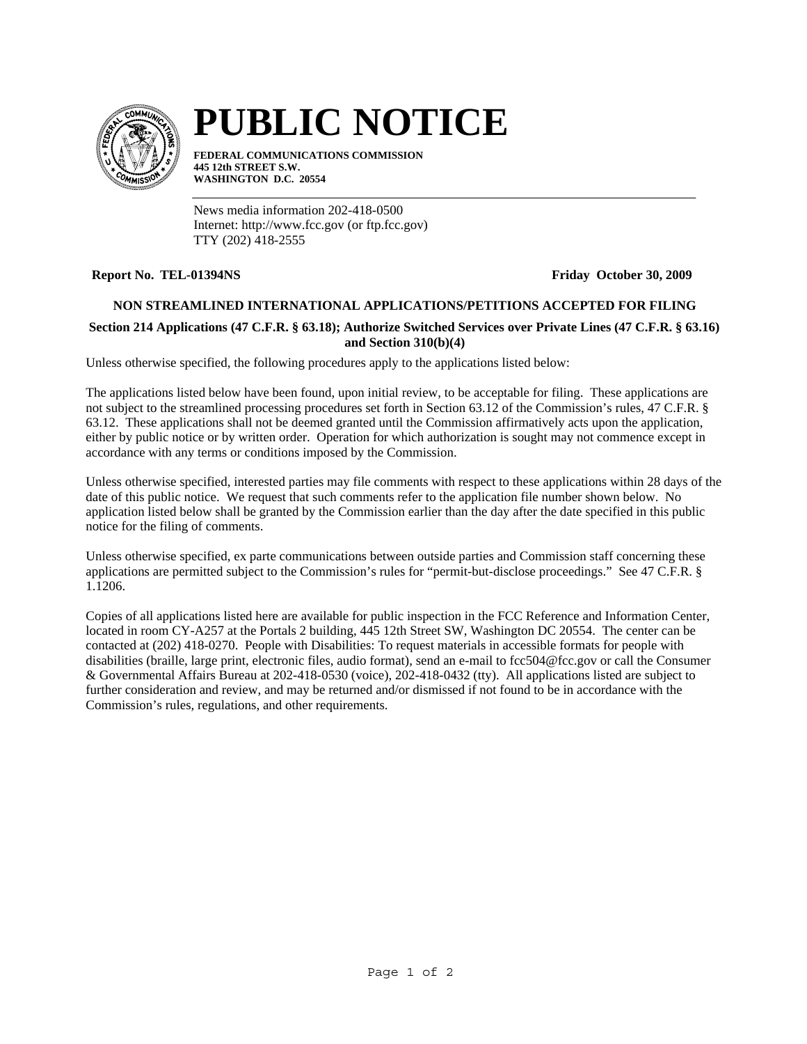# PUBLIC NOTICE

**FEDERAL COMMUNICATIONS COMMISSION**
**445 12th STREET S.W.**
**WASHINGTON D.C. 20554**

News media information 202-418-0500
Internet: http://www.fcc.gov (or ftp.fcc.gov)
TTY (202) 418-2555

**Report No. TEL-01394NS** **Friday October 30, 2009**

**NON STREAMLINED INTERNATIONAL APPLICATIONS/PETITIONS ACCEPTED FOR FILING**

**Section 214 Applications (47 C.F.R. § 63.18); Authorize Switched Services over Private Lines (47 C.F.R. § 63.16) and Section 310(b)(4)**

Unless otherwise specified, the following procedures apply to the applications listed below:

The applications listed below have been found, upon initial review, to be acceptable for filing. These applications are not subject to the streamlined processing procedures set forth in Section 63.12 of the Commission's rules, 47 C.F.R. § 63.12. These applications shall not be deemed granted until the Commission affirmatively acts upon the application, either by public notice or by written order. Operation for which authorization is sought may not commence except in accordance with any terms or conditions imposed by the Commission.

Unless otherwise specified, interested parties may file comments with respect to these applications within 28 days of the date of this public notice. We request that such comments refer to the application file number shown below. No application listed below shall be granted by the Commission earlier than the day after the date specified in this public notice for the filing of comments.

Unless otherwise specified, ex parte communications between outside parties and Commission staff concerning these applications are permitted subject to the Commission's rules for "permit-but-disclose proceedings." See 47 C.F.R. § 1.1206.

Copies of all applications listed here are available for public inspection in the FCC Reference and Information Center, located in room CY-A257 at the Portals 2 building, 445 12th Street SW, Washington DC 20554. The center can be contacted at (202) 418-0270. People with Disabilities: To request materials in accessible formats for people with disabilities (braille, large print, electronic files, audio format), send an e-mail to fcc504@fcc.gov or call the Consumer & Governmental Affairs Bureau at 202-418-0530 (voice), 202-418-0432 (tty). All applications listed are subject to further consideration and review, and may be returned and/or dismissed if not found to be in accordance with the Commission's rules, regulations, and other requirements.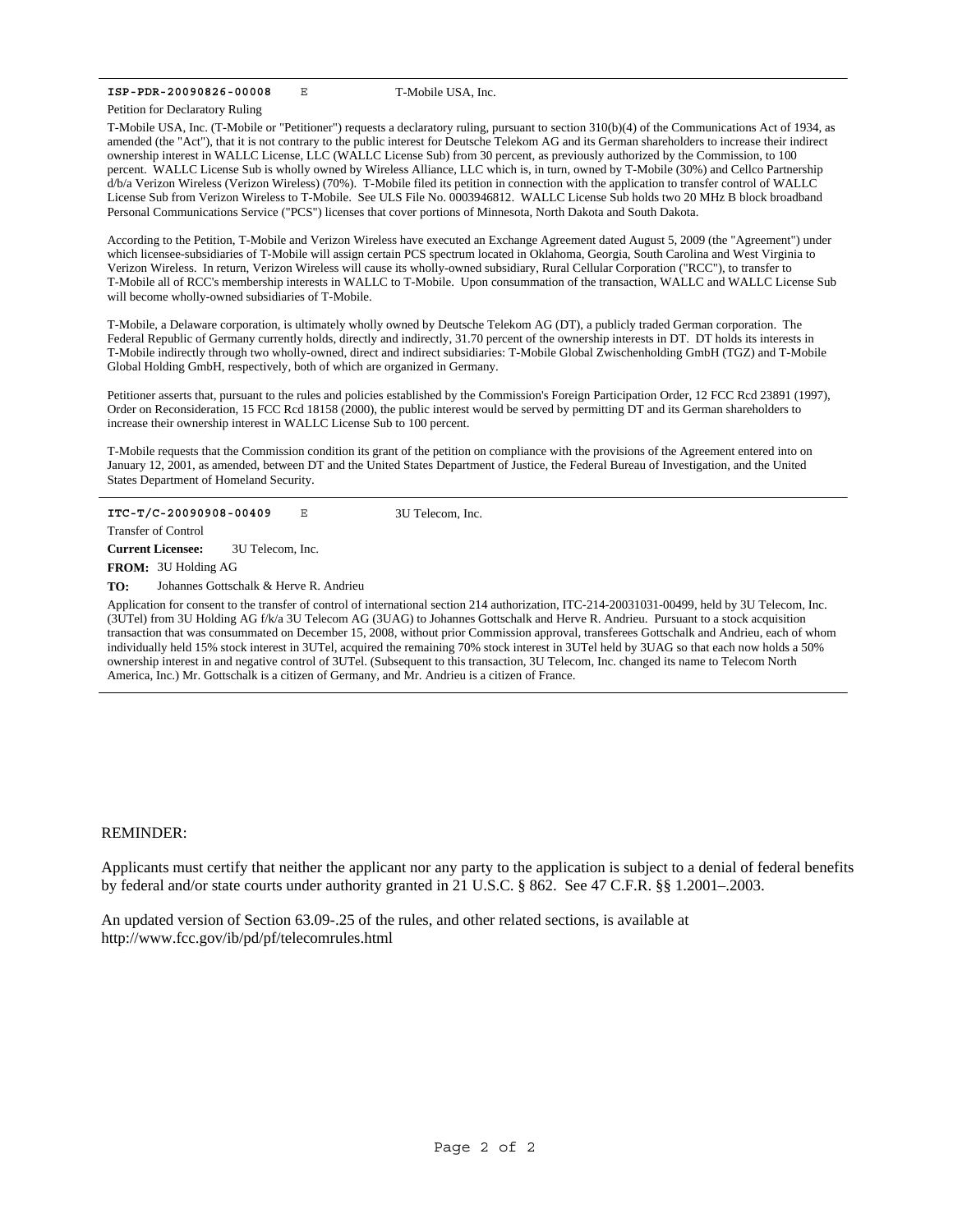**ISP-PDR-20090826-00008** E T-Mobile USA, Inc.

Petition for Declaratory Ruling

T-Mobile USA, Inc. (T-Mobile or "Petitioner") requests a declaratory ruling, pursuant to section 310(b)(4) of the Communications Act of 1934, as amended (the "Act"), that it is not contrary to the public interest for Deutsche Telekom AG and its German shareholders to increase their indirect ownership interest in WALLC License, LLC (WALLC License Sub) from 30 percent, as previously authorized by the Commission, to 100 percent. WALLC License Sub is wholly owned by Wireless Alliance, LLC which is, in turn, owned by T-Mobile (30%) and Cellco Partnership d/b/a Verizon Wireless (Verizon Wireless) (70%). T-Mobile filed its petition in connection with the application to transfer control of WALLC License Sub from Verizon Wireless to T-Mobile. See ULS File No. 0003946812. WALLC License Sub holds two 20 MHz B block broadband Personal Communications Service ("PCS") licenses that cover portions of Minnesota, North Dakota and South Dakota.

According to the Petition, T-Mobile and Verizon Wireless have executed an Exchange Agreement dated August 5, 2009 (the "Agreement") under which licensee-subsidiaries of T-Mobile will assign certain PCS spectrum located in Oklahoma, Georgia, South Carolina and West Virginia to Verizon Wireless. In return, Verizon Wireless will cause its wholly-owned subsidiary, Rural Cellular Corporation ("RCC"), to transfer to T-Mobile all of RCC's membership interests in WALLC to T-Mobile. Upon consummation of the transaction, WALLC and WALLC License Sub will become wholly-owned subsidiaries of T-Mobile.

T-Mobile, a Delaware corporation, is ultimately wholly owned by Deutsche Telekom AG (DT), a publicly traded German corporation. The Federal Republic of Germany currently holds, directly and indirectly, 31.70 percent of the ownership interests in DT. DT holds its interests in T-Mobile indirectly through two wholly-owned, direct and indirect subsidiaries: T-Mobile Global Zwischenholding GmbH (TGZ) and T-Mobile Global Holding GmbH, respectively, both of which are organized in Germany.

Petitioner asserts that, pursuant to the rules and policies established by the Commission's Foreign Participation Order, 12 FCC Rcd 23891 (1997), Order on Reconsideration, 15 FCC Rcd 18158 (2000), the public interest would be served by permitting DT and its German shareholders to increase their ownership interest in WALLC License Sub to 100 percent.

T-Mobile requests that the Commission condition its grant of the petition on compliance with the provisions of the Agreement entered into on January 12, 2001, as amended, between DT and the United States Department of Justice, the Federal Bureau of Investigation, and the United States Department of Homeland Security.

---

**ITC-T/C-20090908-00409** E 3U Telecom, Inc.

Transfer of Control

**Current Licensee:** 3U Telecom, Inc.

**FROM:** 3U Holding AG

**TO:** Johannes Gottschalk & Herve R. Andrieu

Application for consent to the transfer of control of international section 214 authorization, ITC-214-20031031-00499, held by 3U Telecom, Inc. (3UTel) from 3U Holding AG f/k/a 3U Telecom AG (3UAG) to Johannes Gottschalk and Herve R. Andrieu. Pursuant to a stock acquisition transaction that was consummated on December 15, 2008, without prior Commission approval, transferees Gottschalk and Andrieu, each of whom individually held 15% stock interest in 3UTel, acquired the remaining 70% stock interest in 3UTel held by 3UAG so that each now holds a 50% ownership interest in and negative control of 3UTel. (Subsequent to this transaction, 3U Telecom, Inc. changed its name to Telecom North America, Inc.) Mr. Gottschalk is a citizen of Germany, and Mr. Andrieu is a citizen of France.

---

REMINDER:

Applicants must certify that neither the applicant nor any party to the application is subject to a denial of federal benefits by federal and/or state courts under authority granted in 21 U.S.C. § 862. See 47 C.F.R. §§ 1.2001–.2003.

An updated version of Section 63.09-.25 of the rules, and other related sections, is available at http://www.fcc.gov/ib/pd/pf/telecomrules.html